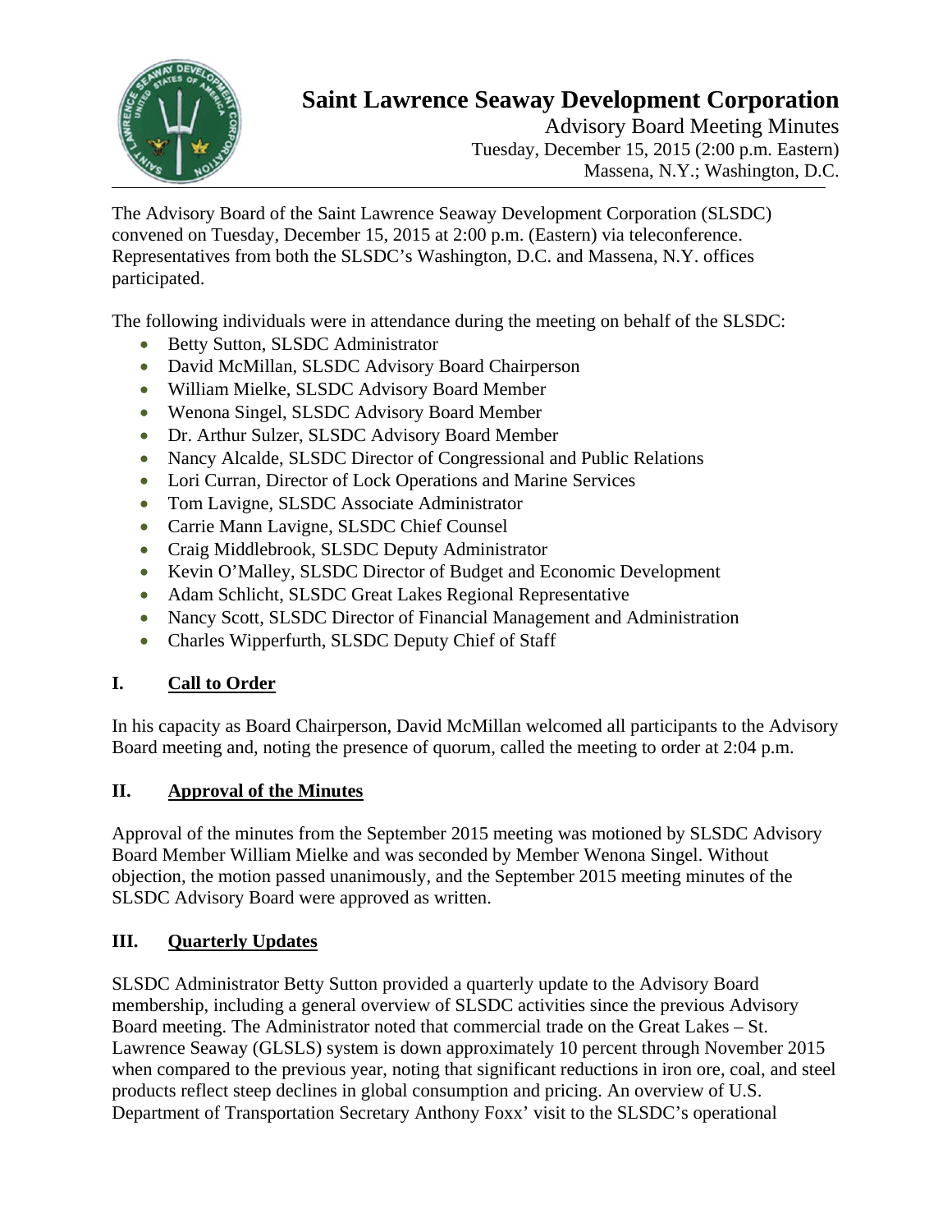# Saint Lawrence Seaway Development Corporation

Advisory Board Meeting Minutes
Tuesday, December 15, 2015 (2:00 p.m. Eastern)
Massena, N.Y.; Washington, D.C.

The Advisory Board of the Saint Lawrence Seaway Development Corporation (SLSDC) convened on Tuesday, December 15, 2015 at 2:00 p.m. (Eastern) via teleconference. Representatives from both the SLSDC's Washington, D.C. and Massena, N.Y. offices participated.

The following individuals were in attendance during the meeting on behalf of the SLSDC:

- Betty Sutton, SLSDC Administrator
- David McMillan, SLSDC Advisory Board Chairperson
- William Mielke, SLSDC Advisory Board Member
- Wenona Singel, SLSDC Advisory Board Member
- Dr. Arthur Sulzer, SLSDC Advisory Board Member
- Nancy Alcalde, SLSDC Director of Congressional and Public Relations
- Lori Curran, Director of Lock Operations and Marine Services
- Tom Lavigne, SLSDC Associate Administrator
- Carrie Mann Lavigne, SLSDC Chief Counsel
- Craig Middlebrook, SLSDC Deputy Administrator
- Kevin O'Malley, SLSDC Director of Budget and Economic Development
- Adam Schlicht, SLSDC Great Lakes Regional Representative
- Nancy Scott, SLSDC Director of Financial Management and Administration
- Charles Wipperfurth, SLSDC Deputy Chief of Staff

## I. Call to Order

In his capacity as Board Chairperson, David McMillan welcomed all participants to the Advisory Board meeting and, noting the presence of quorum, called the meeting to order at 2:04 p.m.

## II. Approval of the Minutes

Approval of the minutes from the September 2015 meeting was motioned by SLSDC Advisory Board Member William Mielke and was seconded by Member Wenona Singel. Without objection, the motion passed unanimously, and the September 2015 meeting minutes of the SLSDC Advisory Board were approved as written.

## III. Quarterly Updates

SLSDC Administrator Betty Sutton provided a quarterly update to the Advisory Board membership, including a general overview of SLSDC activities since the previous Advisory Board meeting. The Administrator noted that commercial trade on the Great Lakes – St. Lawrence Seaway (GLSLS) system is down approximately 10 percent through November 2015 when compared to the previous year, noting that significant reductions in iron ore, coal, and steel products reflect steep declines in global consumption and pricing. An overview of U.S. Department of Transportation Secretary Anthony Foxx' visit to the SLSDC's operational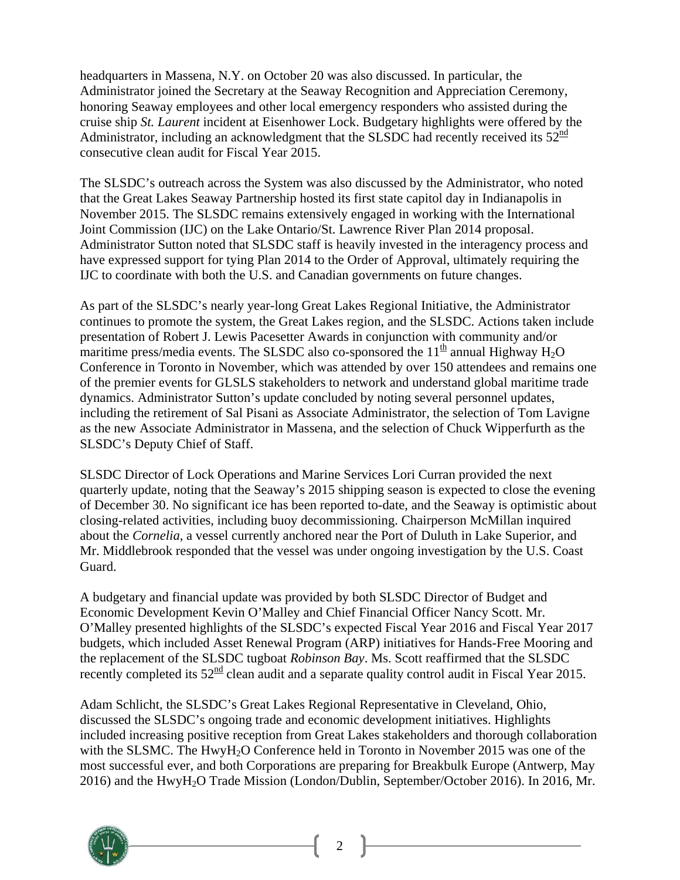headquarters in Massena, N.Y. on October 20 was also discussed. In particular, the Administrator joined the Secretary at the Seaway Recognition and Appreciation Ceremony, honoring Seaway employees and other local emergency responders who assisted during the cruise ship *St. Laurent* incident at Eisenhower Lock. Budgetary highlights were offered by the Administrator, including an acknowledgment that the SLSDC had recently received its 52nd consecutive clean audit for Fiscal Year 2015.

The SLSDC's outreach across the System was also discussed by the Administrator, who noted that the Great Lakes Seaway Partnership hosted its first state capitol day in Indianapolis in November 2015. The SLSDC remains extensively engaged in working with the International Joint Commission (IJC) on the Lake Ontario/St. Lawrence River Plan 2014 proposal. Administrator Sutton noted that SLSDC staff is heavily invested in the interagency process and have expressed support for tying Plan 2014 to the Order of Approval, ultimately requiring the IJC to coordinate with both the U.S. and Canadian governments on future changes.

As part of the SLSDC's nearly year-long Great Lakes Regional Initiative, the Administrator continues to promote the system, the Great Lakes region, and the SLSDC. Actions taken include presentation of Robert J. Lewis Pacesetter Awards in conjunction with community and/or maritime press/media events. The SLSDC also co-sponsored the 11th annual Highway $H_2O$ Conference in Toronto in November, which was attended by over 150 attendees and remains one of the premier events for GLSLS stakeholders to network and understand global maritime trade dynamics. Administrator Sutton's update concluded by noting several personnel updates, including the retirement of Sal Pisani as Associate Administrator, the selection of Tom Lavigne as the new Associate Administrator in Massena, and the selection of Chuck Wipperfurth as the SLSDC's Deputy Chief of Staff.

SLSDC Director of Lock Operations and Marine Services Lori Curran provided the next quarterly update, noting that the Seaway's 2015 shipping season is expected to close the evening of December 30. No significant ice has been reported to-date, and the Seaway is optimistic about closing-related activities, including buoy decommissioning. Chairperson McMillan inquired about the *Cornelia,* a vessel currently anchored near the Port of Duluth in Lake Superior, and Mr. Middlebrook responded that the vessel was under ongoing investigation by the U.S. Coast Guard.

A budgetary and financial update was provided by both SLSDC Director of Budget and Economic Development Kevin O'Malley and Chief Financial Officer Nancy Scott. Mr. O'Malley presented highlights of the SLSDC's expected Fiscal Year 2016 and Fiscal Year 2017 budgets, which included Asset Renewal Program (ARP) initiatives for Hands-Free Mooring and the replacement of the SLSDC tugboat *Robinson Bay*. Ms. Scott reaffirmed that the SLSDC recently completed its 52nd clean audit and a separate quality control audit in Fiscal Year 2015.

Adam Schlicht, the SLSDC's Great Lakes Regional Representative in Cleveland, Ohio, discussed the SLSDC's ongoing trade and economic development initiatives. Highlights included increasing positive reception from Great Lakes stakeholders and thorough collaboration with the SLSMC. The Hwy$H_2O$ Conference held in Toronto in November 2015 was one of the most successful ever, and both Corporations are preparing for Breakbulk Europe (Antwerp, May 2016) and the Hwy$H_2O$ Trade Mission (London/Dublin, September/October 2016). In 2016, Mr.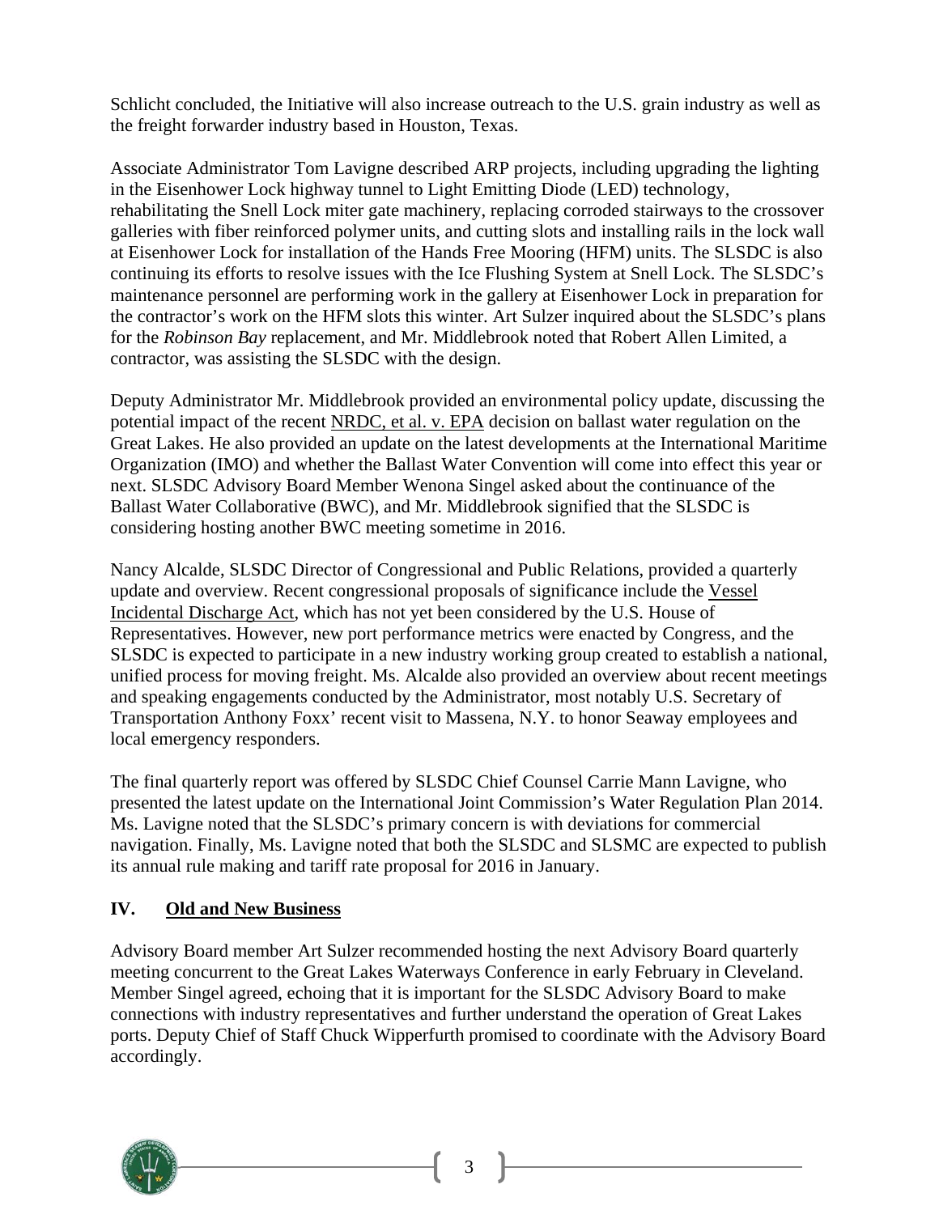Schlicht concluded, the Initiative will also increase outreach to the U.S. grain industry as well as the freight forwarder industry based in Houston, Texas.

Associate Administrator Tom Lavigne described ARP projects, including upgrading the lighting in the Eisenhower Lock highway tunnel to Light Emitting Diode (LED) technology, rehabilitating the Snell Lock miter gate machinery, replacing corroded stairways to the crossover galleries with fiber reinforced polymer units, and cutting slots and installing rails in the lock wall at Eisenhower Lock for installation of the Hands Free Mooring (HFM) units. The SLSDC is also continuing its efforts to resolve issues with the Ice Flushing System at Snell Lock. The SLSDC's maintenance personnel are performing work in the gallery at Eisenhower Lock in preparation for the contractor's work on the HFM slots this winter. Art Sulzer inquired about the SLSDC's plans for the *Robinson Bay* replacement, and Mr. Middlebrook noted that Robert Allen Limited, a contractor, was assisting the SLSDC with the design.

Deputy Administrator Mr. Middlebrook provided an environmental policy update, discussing the potential impact of the recent NRDC, et al. v. EPA decision on ballast water regulation on the Great Lakes. He also provided an update on the latest developments at the International Maritime Organization (IMO) and whether the Ballast Water Convention will come into effect this year or next. SLSDC Advisory Board Member Wenona Singel asked about the continuance of the Ballast Water Collaborative (BWC), and Mr. Middlebrook signified that the SLSDC is considering hosting another BWC meeting sometime in 2016.

Nancy Alcalde, SLSDC Director of Congressional and Public Relations, provided a quarterly update and overview. Recent congressional proposals of significance include the Vessel Incidental Discharge Act, which has not yet been considered by the U.S. House of Representatives. However, new port performance metrics were enacted by Congress, and the SLSDC is expected to participate in a new industry working group created to establish a national, unified process for moving freight. Ms. Alcalde also provided an overview about recent meetings and speaking engagements conducted by the Administrator, most notably U.S. Secretary of Transportation Anthony Foxx' recent visit to Massena, N.Y. to honor Seaway employees and local emergency responders.

The final quarterly report was offered by SLSDC Chief Counsel Carrie Mann Lavigne, who presented the latest update on the International Joint Commission's Water Regulation Plan 2014. Ms. Lavigne noted that the SLSDC's primary concern is with deviations for commercial navigation. Finally, Ms. Lavigne noted that both the SLSDC and SLSMC are expected to publish its annual rule making and tariff rate proposal for 2016 in January.

## IV. Old and New Business

Advisory Board member Art Sulzer recommended hosting the next Advisory Board quarterly meeting concurrent to the Great Lakes Waterways Conference in early February in Cleveland. Member Singel agreed, echoing that it is important for the SLSDC Advisory Board to make connections with industry representatives and further understand the operation of Great Lakes ports. Deputy Chief of Staff Chuck Wipperfurth promised to coordinate with the Advisory Board accordingly.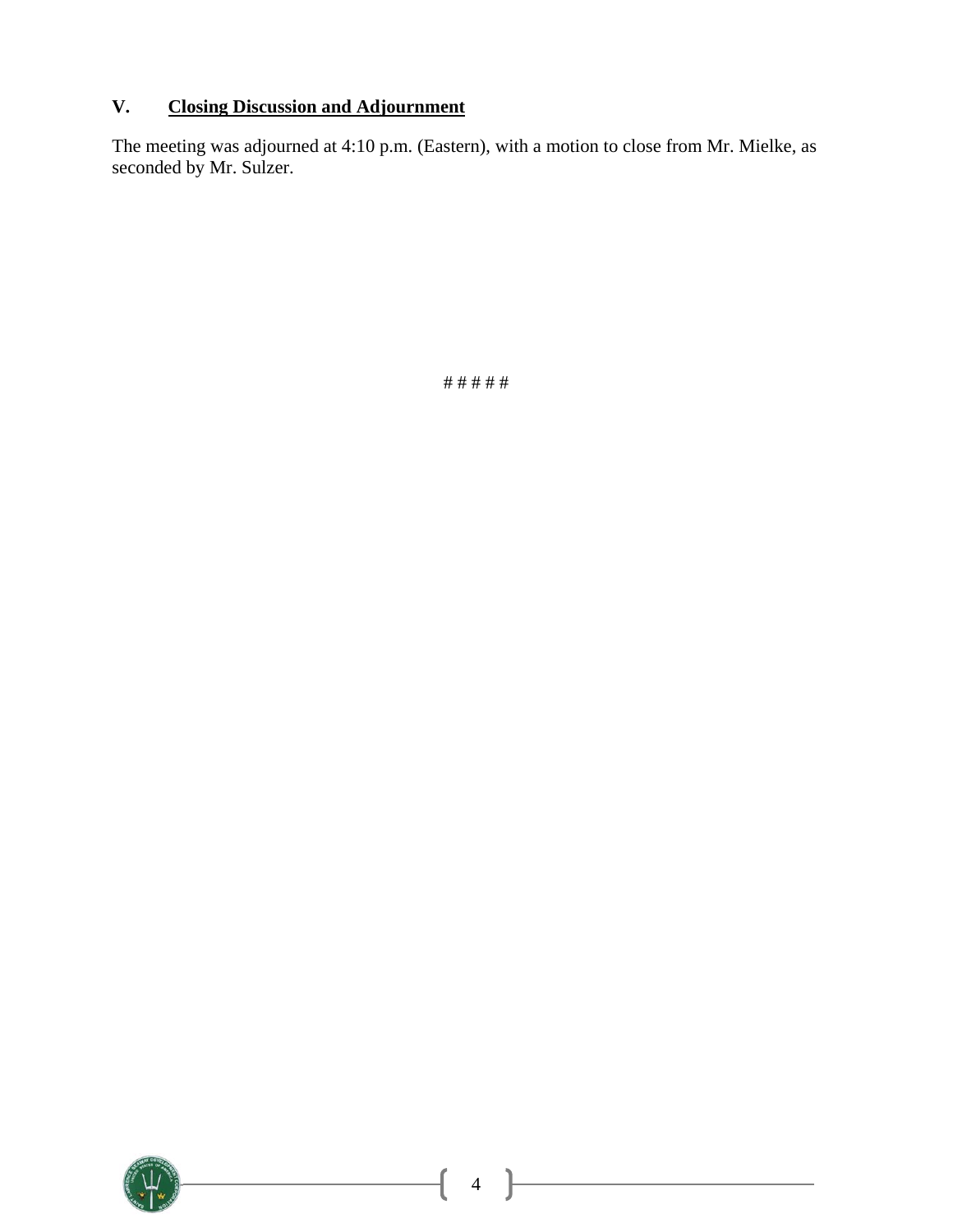## V. Closing Discussion and Adjournment

The meeting was adjourned at 4:10 p.m. (Eastern), with a motion to close from Mr. Mielke, as seconded by Mr. Sulzer.

# # # # #